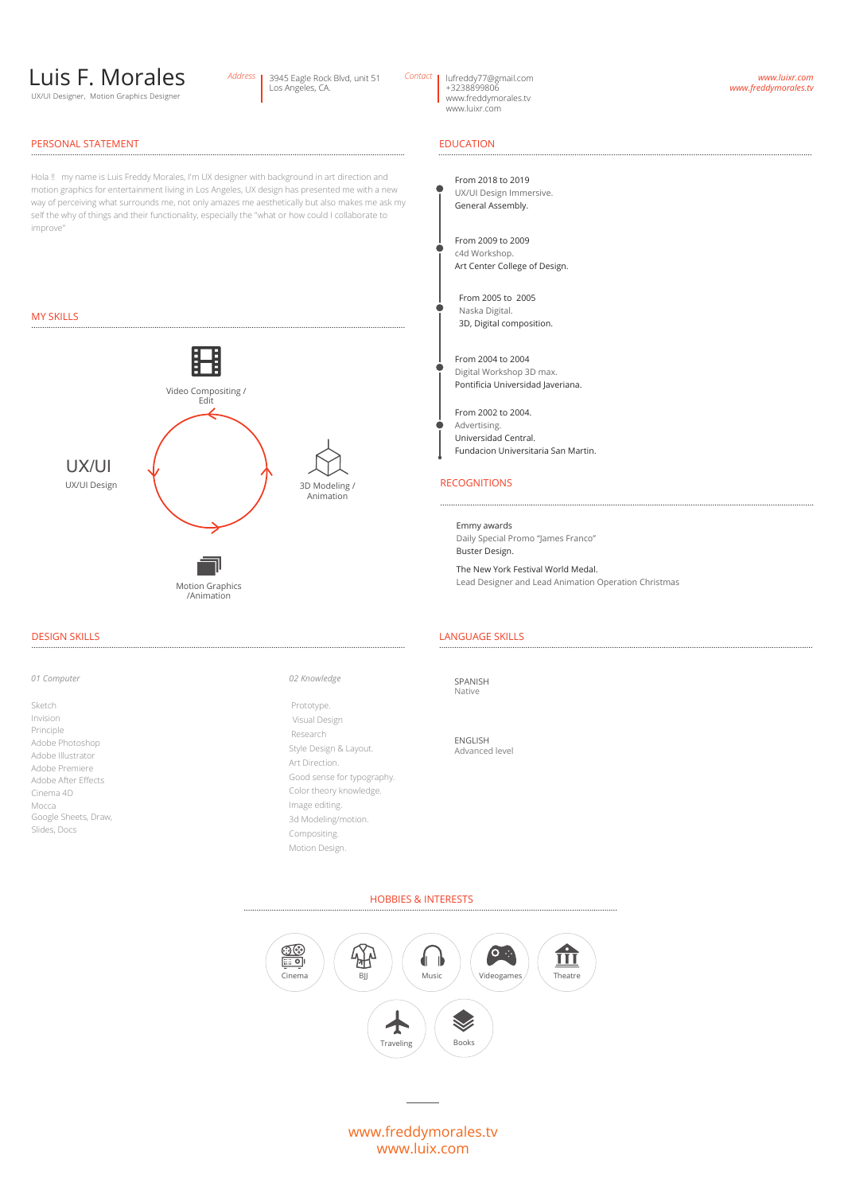# Luis F. Morales

UX/UI Designer, Motion Graphics Designer

*Address*
3945 Eagle Rock Blvd, unit 51
Los Angeles, CA.

*Contact*
lufreddy77@gmail.com
+3238899806
www.freddymorales.tv
www.luixr.com

*www.luixr.com*
*www.freddymorales.tv*

## PERSONAL STATEMENT

Hola !! my name is Luis Freddy Morales, I'm UX designer with background in art direction and motion graphics for entertainment living in Los Angeles, UX design has presented me with a new way of perceiving what surrounds me, not only amazes me aesthetically but also makes me ask my self the why of things and their functionality, especially the "what or how could I collaborate to improve"

## MY SKILLS

- Video Compositing / Edit
- 3D Modeling / Animation
- Motion Graphics /Animation
- UX/UI — UX/UI Design

## EDUCATION

From 2018 to 2019
UX/UI Design Immersive.
General Assembly.

From 2009 to 2009
c4d Workshop.
Art Center College of Design.

From 2005 to 2005
Naska Digital.
3D, Digital composition.

From 2004 to 2004
Digital Workshop 3D max.
Pontificia Universidad Javeriana.

From 2002 to 2004.
Advertising.
Universidad Central.
Fundacion Universitaria San Martin.

## RECOGNITIONS

Emmy awards
Daily Special Promo "James Franco"
Buster Design.

The New York Festival World Medal.
Lead Designer and Lead Animation Operation Christmas

## DESIGN SKILLS

*01 Computer*

- Sketch
- Invision
- Principle
- Adobe Photoshop
- Adobe Illustrator
- Adobe Premiere
- Adobe After Effects
- Cinema 4D
- Mocca
- Google Sheets, Draw, Slides, Docs

*02 Knowledge*

- Prototype.
- Visual Design
- Research
- Style Design & Layout.
- Art Direction.
- Good sense for typography.
- Color theory knowledge.
- Image editing.
- 3d Modeling/motion.
- Compositing.
- Motion Design.

## LANGUAGE SKILLS

SPANISH
Native

ENGLISH
Advanced level

## HOBBIES & INTERESTS

- Cinema
- BJJ
- Music
- Videogames
- Theatre
- Traveling
- Books

www.freddymorales.tv
www.luix.com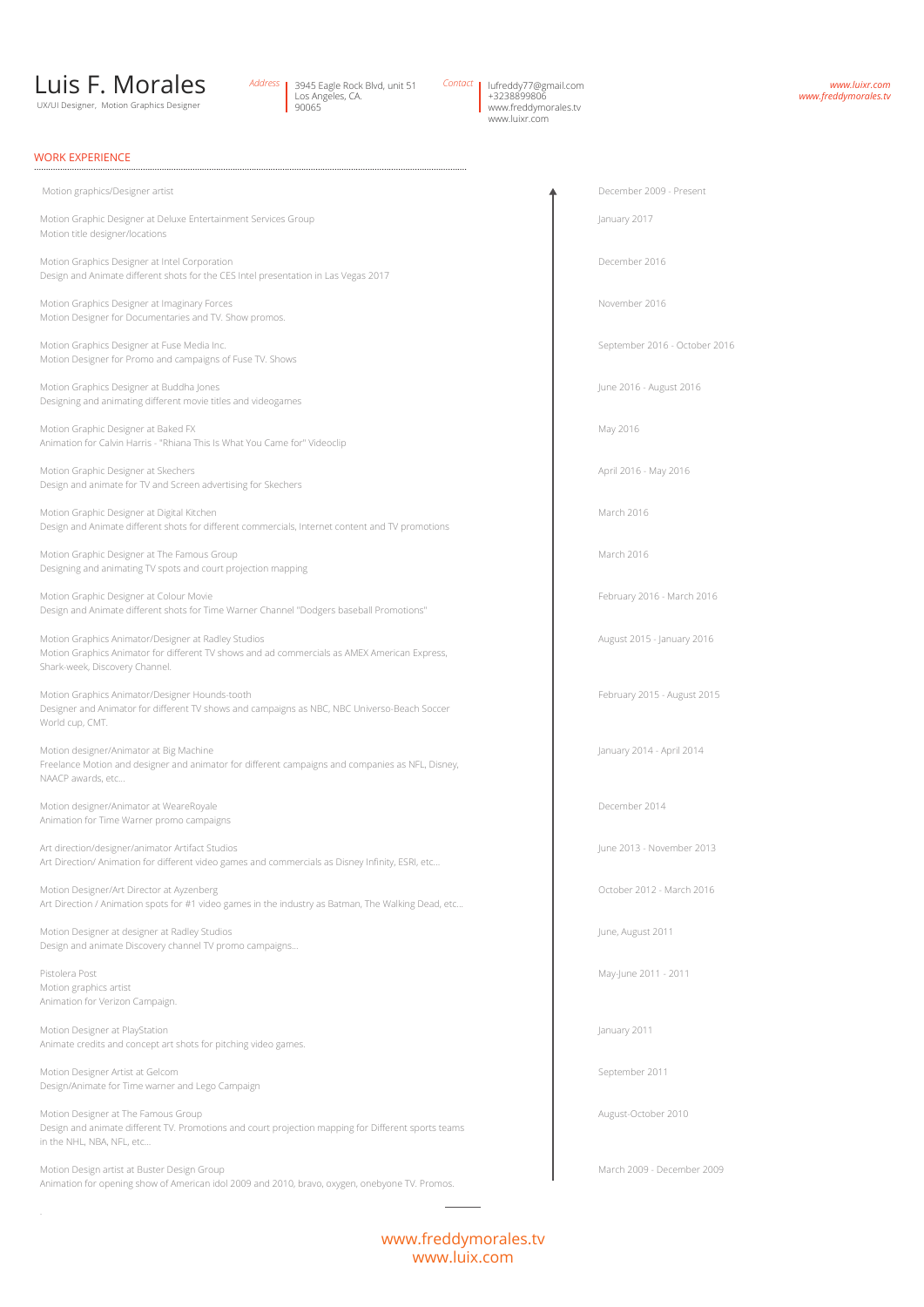# Luis F. Morales

UX/UI Designer, Motion Graphics Designer

*Address* 3945 Eagle Rock Blvd, unit 51
Los Angeles, CA.
90065

*Contact* lufreddy77@gmail.com
+3238899806
www.freddymorales.tv
www.luixr.com

*www.luixr.com*
*www.freddymorales.tv*

## WORK EXPERIENCE

Motion graphics/Designer artist — December 2009 - Present

Motion Graphic Designer at Deluxe Entertainment Services Group — January 2017
Motion title designer/locations

Motion Graphics Designer at Intel Corporation — December 2016
Design and Animate different shots for the CES Intel presentation in Las Vegas 2017

Motion Graphics Designer at Imaginary Forces — November 2016
Motion Designer for Documentaries and TV. Show promos.

Motion Graphics Designer at Fuse Media Inc. — September 2016 - October 2016
Motion Designer for Promo and campaigns of Fuse TV. Shows

Motion Graphics Designer at Buddha Jones — June 2016 - August 2016
Designing and animating different movie titles and videogames

Motion Graphic Designer at Baked FX — May 2016
Animation for Calvin Harris - "Rhiana This Is What You Came for" Videoclip

Motion Graphic Designer at Skechers — April 2016 - May 2016
Design and animate for TV and Screen advertising for Skechers

Motion Graphic Designer at Digital Kitchen — March 2016
Design and Animate different shots for different commercials, Internet content and TV promotions

Motion Graphic Designer at The Famous Group — March 2016
Designing and animating TV spots and court projection mapping

Motion Graphic Designer at Colour Movie — February 2016 - March 2016
Design and Animate different shots for Time Warner Channel "Dodgers baseball Promotions"

Motion Graphics Animator/Designer at Radley Studios — August 2015 - January 2016
Motion Graphics Animator for different TV shows and ad commercials as AMEX American Express, Shark-week, Discovery Channel.

Motion Graphics Animator/Designer Hounds-tooth — February 2015 - August 2015
Designer and Animator for different TV shows and campaigns as NBC, NBC Universo-Beach Soccer World cup, CMT.

Motion designer/Animator at Big Machine — January 2014 - April 2014
Freelance Motion and designer and animator for different campaigns and companies as NFL, Disney, NAACP awards, etc...

Motion designer/Animator at WeareRoyale — December 2014
Animation for Time Warner promo campaigns

Art direction/designer/animator Artifact Studios — June 2013 - November 2013
Art Direction/ Animation for different video games and commercials as Disney Infinity, ESRI, etc...

Motion Designer/Art Director at Ayzenberg — October 2012 - March 2016
Art Direction / Animation spots for #1 video games in the industry as Batman, The Walking Dead, etc...

Motion Designer at designer at Radley Studios — June, August 2011
Design and animate Discovery channel TV promo campaigns...

Pistolera Post — May-June 2011 - 2011
Motion graphics artist
Animation for Verizon Campaign.

Motion Designer at PlayStation — January 2011
Animate credits and concept art shots for pitching video games.

Motion Designer Artist at Gelcom — September 2011
Design/Animate for Time warner and Lego Campaign

Motion Designer at The Famous Group — August-October 2010
Design and animate different TV. Promotions and court projection mapping for Different sports teams in the NHL, NBA, NFL, etc...

Motion Design artist at Buster Design Group — March 2009 - December 2009
Animation for opening show of American idol 2009 and 2010, bravo, oxygen, onebyone TV. Promos.

www.freddymorales.tv
www.luix.com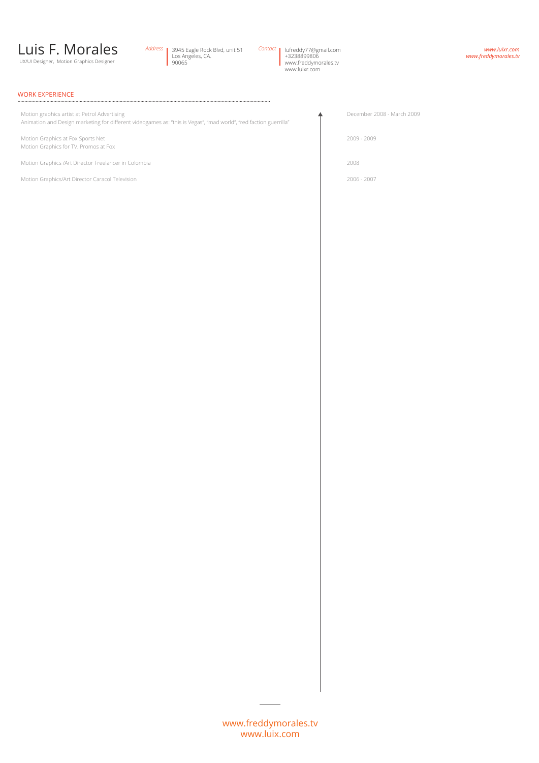# Luis F. Morales

UX/UI Designer, Motion Graphics Designer

*Address*
3945 Eagle Rock Blvd, unit 51
Los Angeles, CA.
90065

*Contact*
lufreddy77@gmail.com
+3238899806
www.freddymorales.tv
www.luixr.com

*www.luixr.com*
*www.freddymorales.tv*

## WORK EXPERIENCE

Motion graphics artist at Petrol Advertising
Animation and Design marketing for different videogames as: "this is Vegas", "mad world", "red faction guerrilla"
December 2008 - March 2009

Motion Graphics at Fox Sports Net
Motion Graphics for TV. Promos at Fox
2009 - 2009

Motion Graphics /Art Director Freelancer in Colombia
2008

Motion Graphics/Art Director Caracol Television
2006 - 2007

www.freddymorales.tv
www.luix.com